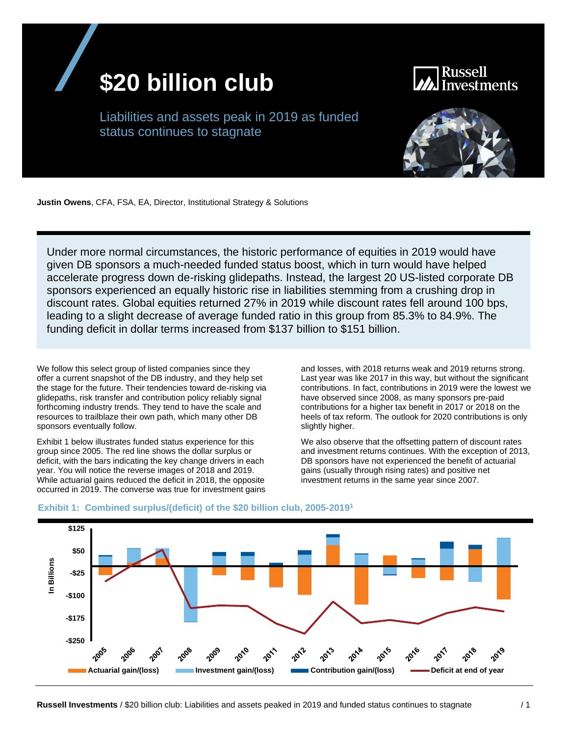# $20 billion club

Liabilities and assets peak in 2019 as funded status continues to stagnate

**Justin Owens**, CFA, FSA, EA, Director, Institutional Strategy & Solutions

Under more normal circumstances, the historic performance of equities in 2019 would have given DB sponsors a much-needed funded status boost, which in turn would have helped accelerate progress down de-risking glidepaths. Instead, the largest 20 US-listed corporate DB sponsors experienced an equally historic rise in liabilities stemming from a crushing drop in discount rates. Global equities returned 27% in 2019 while discount rates fell around 100 bps, leading to a slight decrease of average funded ratio in this group from 85.3% to 84.9%. The funding deficit in dollar terms increased from $137 billion to $151 billion.

We follow this select group of listed companies since they offer a current snapshot of the DB industry, and they help set the stage for the future. Their tendencies toward de-risking via glidepaths, risk transfer and contribution policy reliably signal forthcoming industry trends. They tend to have the scale and resources to trailblaze their own path, which many other DB sponsors eventually follow.

Exhibit 1 below illustrates funded status experience for this group since 2005. The red line shows the dollar surplus or deficit, with the bars indicating the key change drivers in each year. You will notice the reverse images of 2018 and 2019. While actuarial gains reduced the deficit in 2018, the opposite occurred in 2019. The converse was true for investment gains and losses, with 2018 returns weak and 2019 returns strong. Last year was like 2017 in this way, but without the significant contributions. In fact, contributions in 2019 were the lowest we have observed since 2008, as many sponsors pre-paid contributions for a higher tax benefit in 2017 or 2018 on the heels of tax reform. The outlook for 2020 contributions is only slightly higher.

We also observe that the offsetting pattern of discount rates and investment returns continues. With the exception of 2013, DB sponsors have not experienced the benefit of actuarial gains (usually through rising rates) and positive net investment returns in the same year since 2007.

**Exhibit 1: Combined surplus/(deficit) of the $20 billion club, 2005-2019[1]**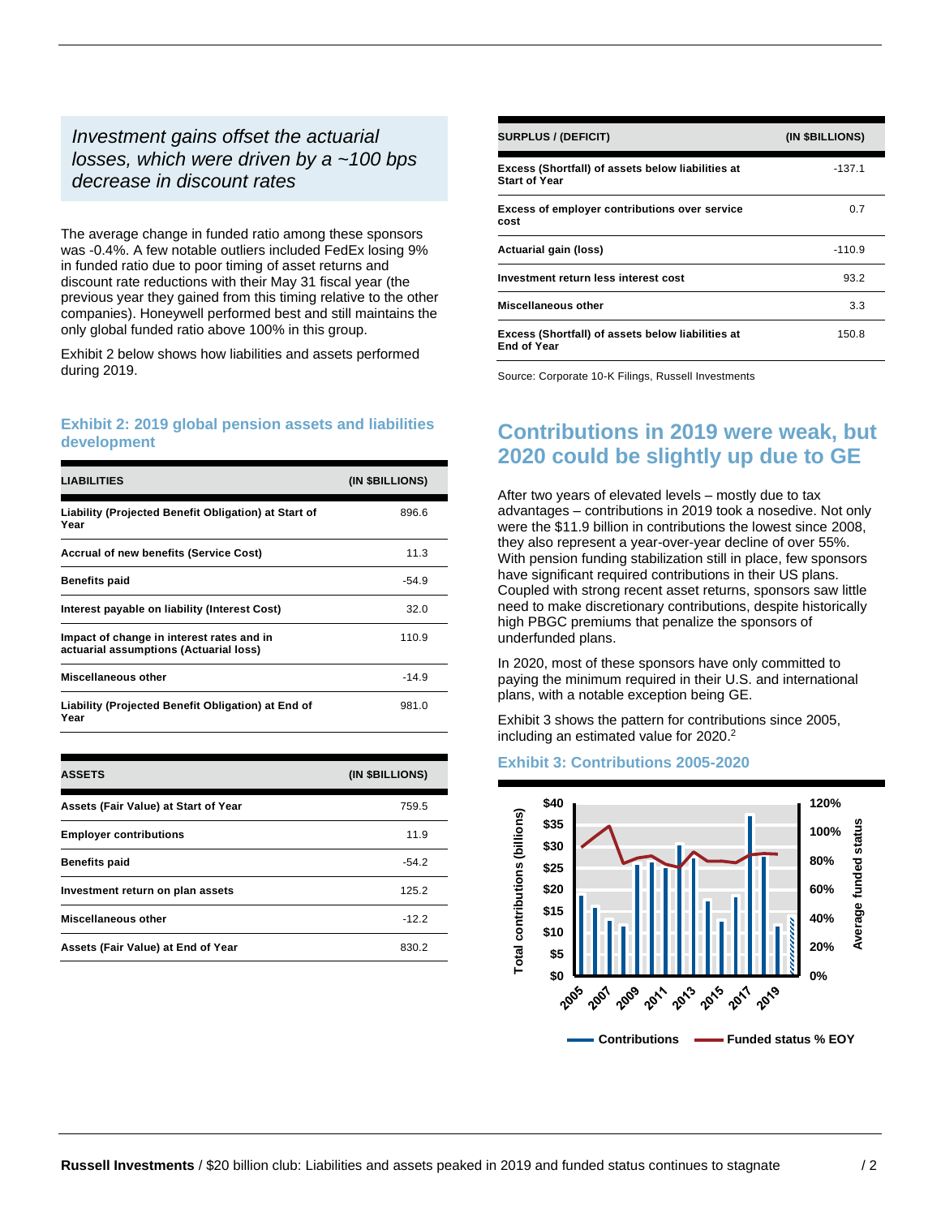*Investment gains offset the actuarial losses, which were driven by a ~100 bps decrease in discount rates*

The average change in funded ratio among these sponsors was -0.4%. A few notable outliers included FedEx losing 9% in funded ratio due to poor timing of asset returns and discount rate reductions with their May 31 fiscal year (the previous year they gained from this timing relative to the other companies). Honeywell performed best and still maintains the only global funded ratio above 100% in this group.

Exhibit 2 below shows how liabilities and assets performed during 2019.

### Exhibit 2: 2019 global pension assets and liabilities development

| LIABILITIES | (IN $BILLIONS) |
|---|---|
| Liability (Projected Benefit Obligation) at Start of Year | 896.6 |
| Accrual of new benefits (Service Cost) | 11.3 |
| Benefits paid | -54.9 |
| Interest payable on liability (Interest Cost) | 32.0 |
| Impact of change in interest rates and in actuarial assumptions (Actuarial loss) | 110.9 |
| Miscellaneous other | -14.9 |
| Liability (Projected Benefit Obligation) at End of Year | 981.0 |

| ASSETS | (IN $BILLIONS) |
|---|---|
| Assets (Fair Value) at Start of Year | 759.5 |
| Employer contributions | 11.9 |
| Benefits paid | -54.2 |
| Investment return on plan assets | 125.2 |
| Miscellaneous other | -12.2 |
| Assets (Fair Value) at End of Year | 830.2 |

| SURPLUS / (DEFICIT) | (IN $BILLIONS) |
|---|---|
| Excess (Shortfall) of assets below liabilities at Start of Year | -137.1 |
| Excess of employer contributions over service cost | 0.7 |
| Actuarial gain (loss) | -110.9 |
| Investment return less interest cost | 93.2 |
| Miscellaneous other | 3.3 |
| Excess (Shortfall) of assets below liabilities at End of Year | 150.8 |

Source: Corporate 10-K Filings, Russell Investments

## Contributions in 2019 were weak, but 2020 could be slightly up due to GE

After two years of elevated levels – mostly due to tax advantages – contributions in 2019 took a nosedive. Not only were the $11.9 billion in contributions the lowest since 2008, they also represent a year-over-year decline of over 55%. With pension funding stabilization still in place, few sponsors have significant required contributions in their US plans. Coupled with strong recent asset returns, sponsors saw little need to make discretionary contributions, despite historically high PBGC premiums that penalize the sponsors of underfunded plans.

In 2020, most of these sponsors have only committed to paying the minimum required in their U.S. and international plans, with a notable exception being GE.

Exhibit 3 shows the pattern for contributions since 2005, including an estimated value for 2020.[2]

### Exhibit 3: Contributions 2005-2020

Contributions — Funded status % EOY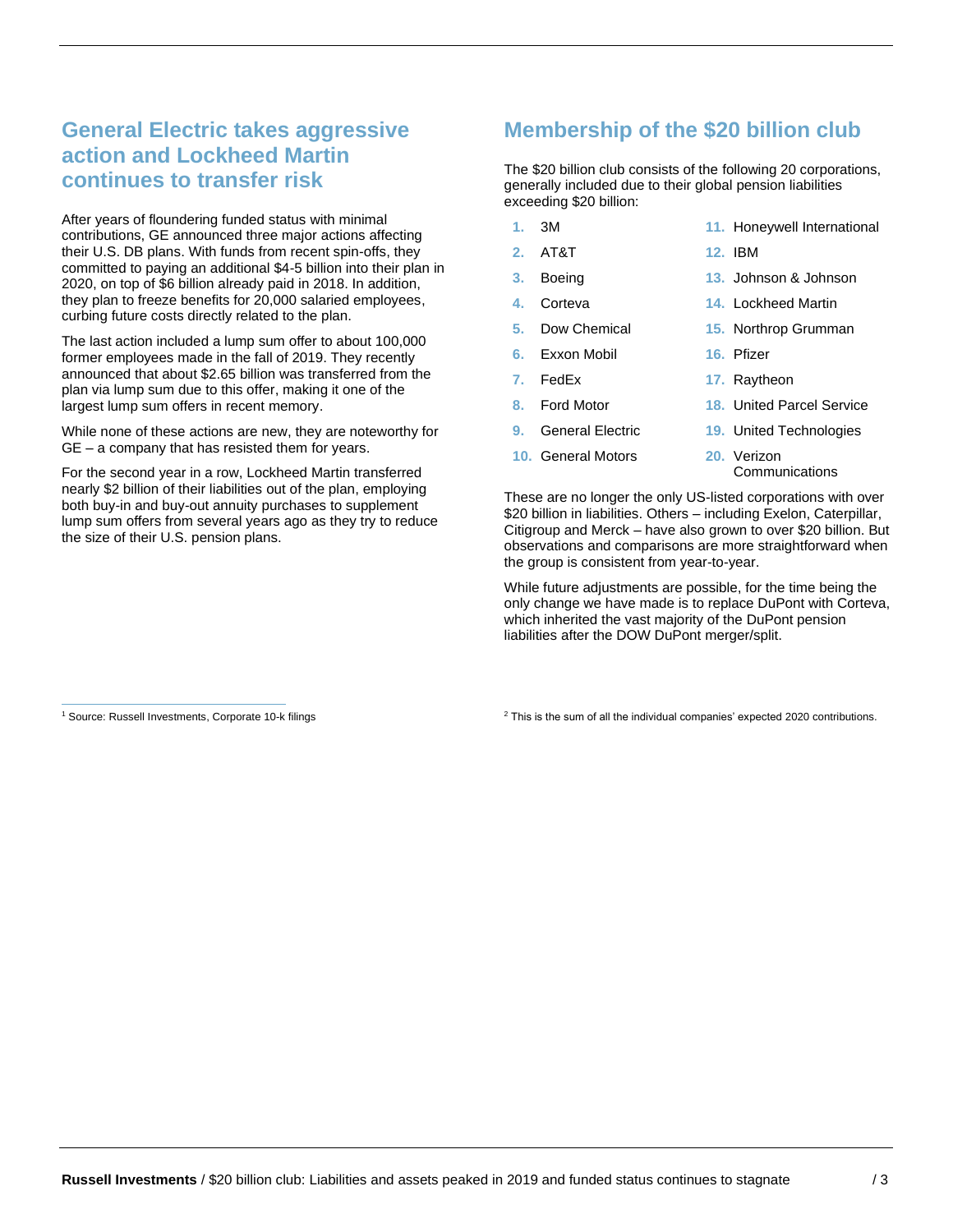## General Electric takes aggressive action and Lockheed Martin continues to transfer risk

After years of floundering funded status with minimal contributions, GE announced three major actions affecting their U.S. DB plans. With funds from recent spin-offs, they committed to paying an additional $4-5 billion into their plan in 2020, on top of $6 billion already paid in 2018. In addition, they plan to freeze benefits for 20,000 salaried employees, curbing future costs directly related to the plan.

The last action included a lump sum offer to about 100,000 former employees made in the fall of 2019. They recently announced that about $2.65 billion was transferred from the plan via lump sum due to this offer, making it one of the largest lump sum offers in recent memory.

While none of these actions are new, they are noteworthy for GE – a company that has resisted them for years.

For the second year in a row, Lockheed Martin transferred nearly $2 billion of their liabilities out of the plan, employing both buy-in and buy-out annuity purchases to supplement lump sum offers from several years ago as they try to reduce the size of their U.S. pension plans.

## Membership of the $20 billion club

The $20 billion club consists of the following 20 corporations, generally included due to their global pension liabilities exceeding $20 billion:

1. 3M
2. AT&T
3. Boeing
4. Corteva
5. Dow Chemical
6. Exxon Mobil
7. FedEx
8. Ford Motor
9. General Electric
10. General Motors
11. Honeywell International
12. IBM
13. Johnson & Johnson
14. Lockheed Martin
15. Northrop Grumman
16. Pfizer
17. Raytheon
18. United Parcel Service
19. United Technologies
20. Verizon Communications

These are no longer the only US-listed corporations with over $20 billion in liabilities. Others – including Exelon, Caterpillar, Citigroup and Merck – have also grown to over $20 billion. But observations and comparisons are more straightforward when the group is consistent from year-to-year.

While future adjustments are possible, for the time being the only change we have made is to replace DuPont with Corteva, which inherited the vast majority of the DuPont pension liabilities after the DOW DuPont merger/split.

---

[1] Source: Russell Investments, Corporate 10-k filings

[2] This is the sum of all the individual companies' expected 2020 contributions.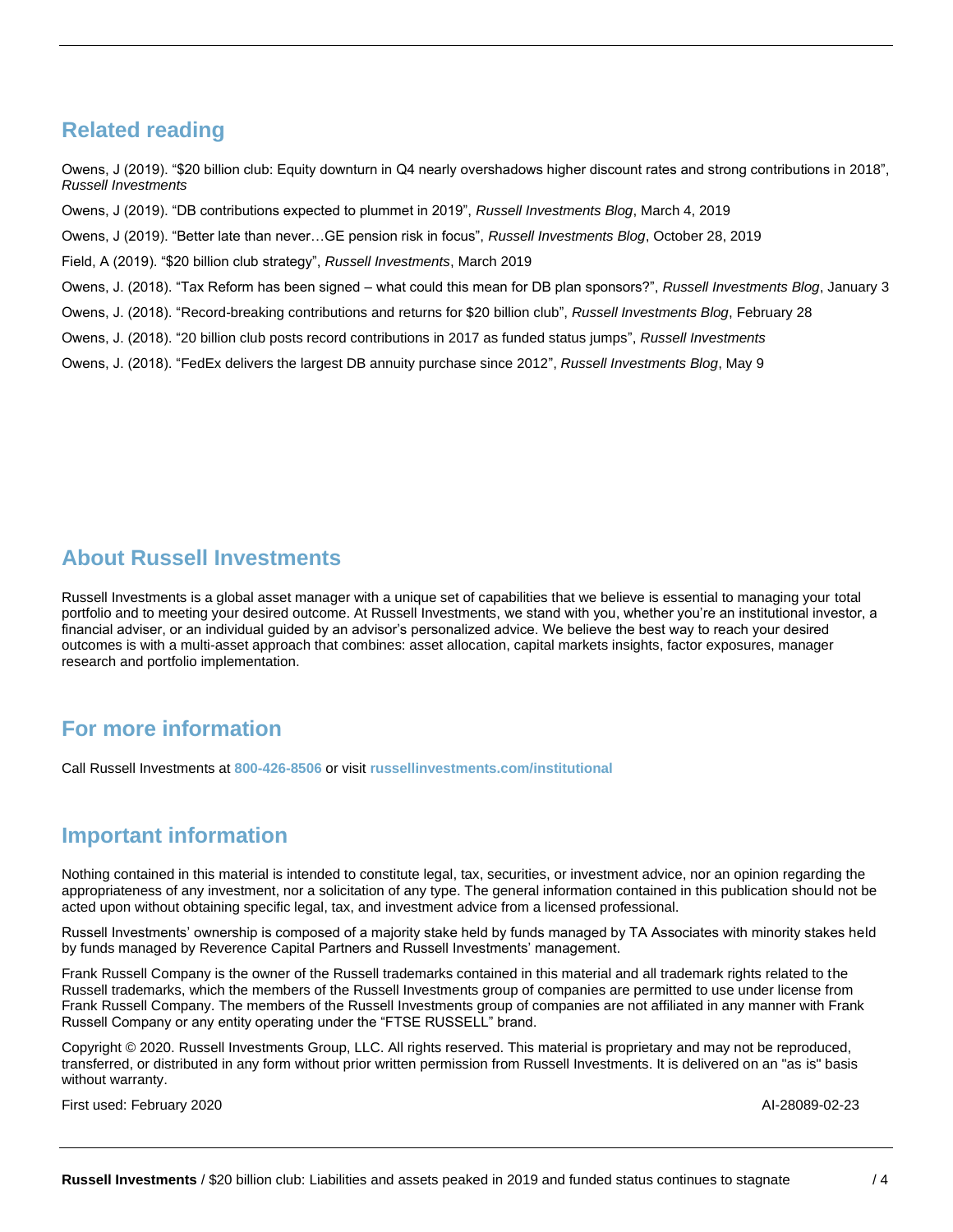## Related reading

Owens, J (2019). "$20 billion club: Equity downturn in Q4 nearly overshadows higher discount rates and strong contributions in 2018", *Russell Investments*

Owens, J (2019). "DB contributions expected to plummet in 2019", *Russell Investments Blog*, March 4, 2019

Owens, J (2019). "Better late than never…GE pension risk in focus", *Russell Investments Blog*, October 28, 2019

Field, A (2019). "$20 billion club strategy", *Russell Investments*, March 2019

Owens, J. (2018). "Tax Reform has been signed – what could this mean for DB plan sponsors?", *Russell Investments Blog*, January 3

Owens, J. (2018). "Record-breaking contributions and returns for $20 billion club", *Russell Investments Blog*, February 28

Owens, J. (2018). "20 billion club posts record contributions in 2017 as funded status jumps", *Russell Investments*

Owens, J. (2018). "FedEx delivers the largest DB annuity purchase since 2012", *Russell Investments Blog*, May 9

## About Russell Investments

Russell Investments is a global asset manager with a unique set of capabilities that we believe is essential to managing your total portfolio and to meeting your desired outcome. At Russell Investments, we stand with you, whether you're an institutional investor, a financial adviser, or an individual guided by an advisor's personalized advice. We believe the best way to reach your desired outcomes is with a multi-asset approach that combines: asset allocation, capital markets insights, factor exposures, manager research and portfolio implementation.

## For more information

Call Russell Investments at **800-426-8506** or visit **russellinvestments.com/institutional**

## Important information

Nothing contained in this material is intended to constitute legal, tax, securities, or investment advice, nor an opinion regarding the appropriateness of any investment, nor a solicitation of any type. The general information contained in this publication should not be acted upon without obtaining specific legal, tax, and investment advice from a licensed professional.

Russell Investments' ownership is composed of a majority stake held by funds managed by TA Associates with minority stakes held by funds managed by Reverence Capital Partners and Russell Investments' management.

Frank Russell Company is the owner of the Russell trademarks contained in this material and all trademark rights related to the Russell trademarks, which the members of the Russell Investments group of companies are permitted to use under license from Frank Russell Company. The members of the Russell Investments group of companies are not affiliated in any manner with Frank Russell Company or any entity operating under the "FTSE RUSSELL" brand.

Copyright © 2020. Russell Investments Group, LLC. All rights reserved. This material is proprietary and may not be reproduced, transferred, or distributed in any form without prior written permission from Russell Investments. It is delivered on an "as is" basis without warranty.

First used: February 2020

AI-28089-02-23